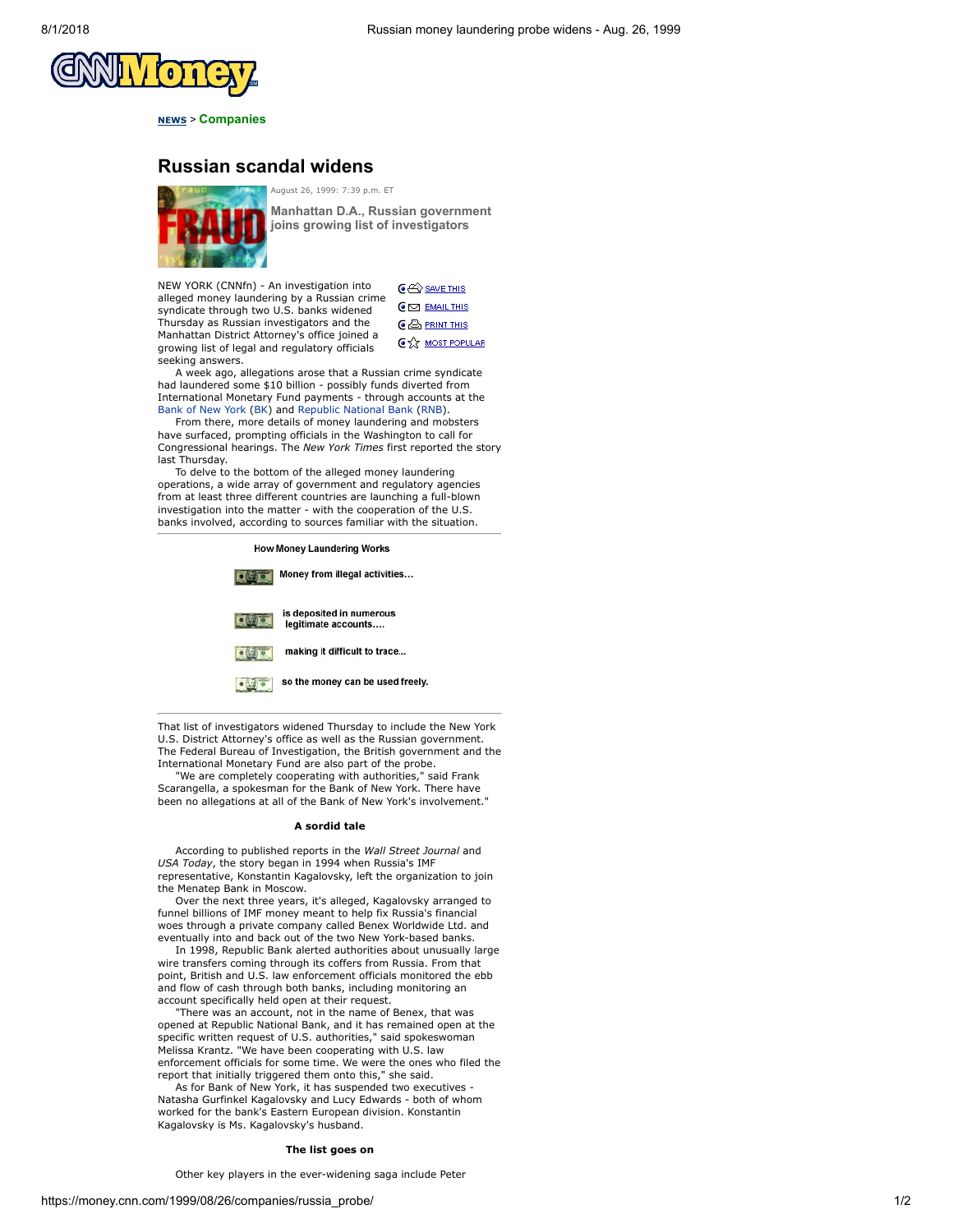**NEWS** > **Companies**

# Russian scandal widens

August 26, 1999: 7:39 p.m. ET

**Manhattan D.A., Russian government joins growing list of investigators**

NEW YORK (CNNfn) - An investigation into alleged money laundering by a Russian crime syndicate through two U.S. banks widened Thursday as Russian investigators and the Manhattan District Attorney's office joined a growing list of legal and regulatory officials seeking answers.

A week ago, allegations arose that a Russian crime syndicate had laundered some $10 billion - possibly funds diverted from International Monetary Fund payments - through accounts at the Bank of New York (BK) and Republic National Bank (RNB).

From there, more details of money laundering and mobsters have surfaced, prompting officials in the Washington to call for Congressional hearings. The *New York Times* first reported the story last Thursday.

To delve to the bottom of the alleged money laundering operations, a wide array of government and regulatory agencies from at least three different countries are launching a full-blown investigation into the matter - with the cooperation of the U.S. banks involved, according to sources familiar with the situation.

How Money Laundering Works

Money from illegal activities...

is deposited in numerous legitimate accounts....

making it difficult to trace...

so the money can be used freely.

That list of investigators widened Thursday to include the New York U.S. District Attorney's office as well as the Russian government. The Federal Bureau of Investigation, the British government and the International Monetary Fund are also part of the probe.

"We are completely cooperating with authorities," said Frank Scarangella, a spokesman for the Bank of New York. There have been no allegations at all of the Bank of New York's involvement."

### A sordid tale

According to published reports in the *Wall Street Journal* and *USA Today*, the story began in 1994 when Russia's IMF representative, Konstantin Kagalovsky, left the organization to join the Menatep Bank in Moscow.

Over the next three years, it's alleged, Kagalovsky arranged to funnel billions of IMF money meant to help fix Russia's financial woes through a private company called Benex Worldwide Ltd. and eventually into and back out of the two New York-based banks.

In 1998, Republic Bank alerted authorities about unusually large wire transfers coming through its coffers from Russia. From that point, British and U.S. law enforcement officials monitored the ebb and flow of cash through both banks, including monitoring an account specifically held open at their request.

"There was an account, not in the name of Benex, that was opened at Republic National Bank, and it has remained open at the specific written request of U.S. authorities," said spokeswoman Melissa Krantz. "We have been cooperating with U.S. law enforcement officials for some time. We were the ones who filed the report that initially triggered them onto this," she said.

As for Bank of New York, it has suspended two executives - Natasha Gurfinkel Kagalovsky and Lucy Edwards - both of whom worked for the bank's Eastern European division. Konstantin Kagalovsky is Ms. Kagalovsky's husband.

### The list goes on

Other key players in the ever-widening saga include Peter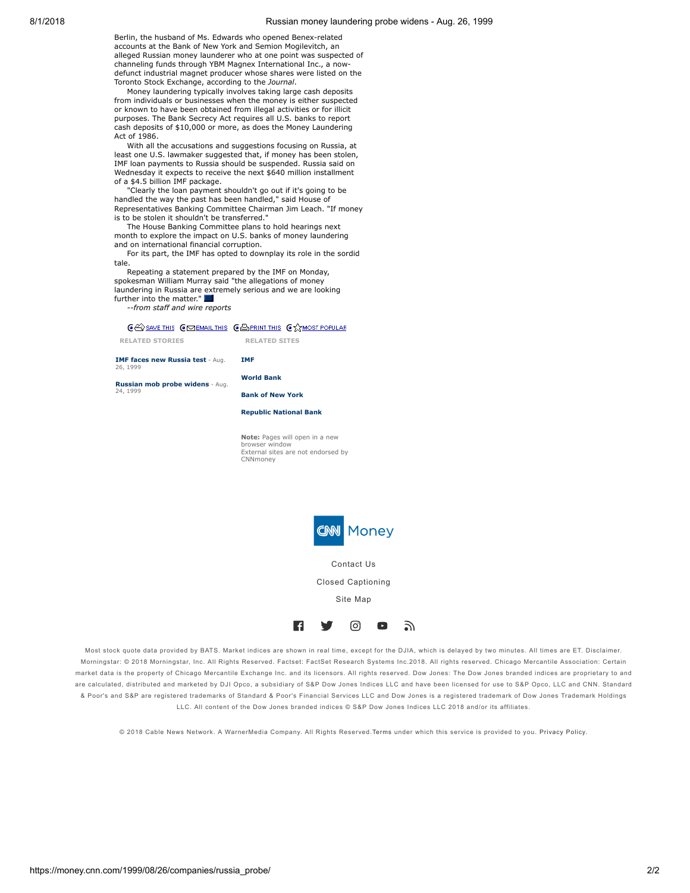Berlin, the husband of Ms. Edwards who opened Benex-related accounts at the Bank of New York and Semion Mogilevitch, an alleged Russian money launderer who at one point was suspected of channeling funds through YBM Magnex International Inc., a now-defunct industrial magnet producer whose shares were listed on the Toronto Stock Exchange, according to the *Journal*.

Money laundering typically involves taking large cash deposits from individuals or businesses when the money is either suspected or known to have been obtained from illegal activities or for illicit purposes. The Bank Secrecy Act requires all U.S. banks to report cash deposits of $10,000 or more, as does the Money Laundering Act of 1986.

With all the accusations and suggestions focusing on Russia, at least one U.S. lawmaker suggested that, if money has been stolen, IMF loan payments to Russia should be suspended. Russia said on Wednesday it expects to receive the next $640 million installment of a $4.5 billion IMF package.

"Clearly the loan payment shouldn't go out if it's going to be handled the way the past has been handled," said House of Representatives Banking Committee Chairman Jim Leach. "If money is to be stolen it shouldn't be transferred."

The House Banking Committee plans to hold hearings next month to explore the impact on U.S. banks of money laundering and on international financial corruption.

For its part, the IMF has opted to downplay its role in the sordid tale.

Repeating a statement prepared by the IMF on Monday, spokesman William Murray said "the allegations of money laundering in Russia are extremely serious and we are looking further into the matter."

*--from staff and wire reports*

SAVE THIS | EMAIL THIS | PRINT THIS | MOST POPULAR

**RELATED STORIES**

**IMF faces new Russia test** - Aug. 26, 1999

**Russian mob probe widens** - Aug. 24, 1999

**RELATED SITES**

**IMF**

**World Bank**

**Bank of New York**

**Republic National Bank**

**Note:** Pages will open in a new browser window
External sites are not endorsed by CNNmoney

CNN Money

Contact Us

Closed Captioning

Site Map

Most stock quote data provided by BATS. Market indices are shown in real time, except for the DJIA, which is delayed by two minutes. All times are ET. Disclaimer. Morningstar: © 2018 Morningstar, Inc. All Rights Reserved. Factset: FactSet Research Systems Inc.2018. All rights reserved. Chicago Mercantile Association: Certain market data is the property of Chicago Mercantile Exchange Inc. and its licensors. All rights reserved. Dow Jones: The Dow Jones branded indices are proprietary to and are calculated, distributed and marketed by DJI Opco, a subsidiary of S&P Dow Jones Indices LLC and have been licensed for use to S&P Opco, LLC and CNN. Standard & Poor's and S&P are registered trademarks of Standard & Poor's Financial Services LLC and Dow Jones is a registered trademark of Dow Jones Trademark Holdings LLC. All content of the Dow Jones branded indices © S&P Dow Jones Indices LLC 2018 and/or its affiliates.

© 2018 Cable News Network. A WarnerMedia Company. All Rights Reserved. Terms under which this service is provided to you. Privacy Policy.